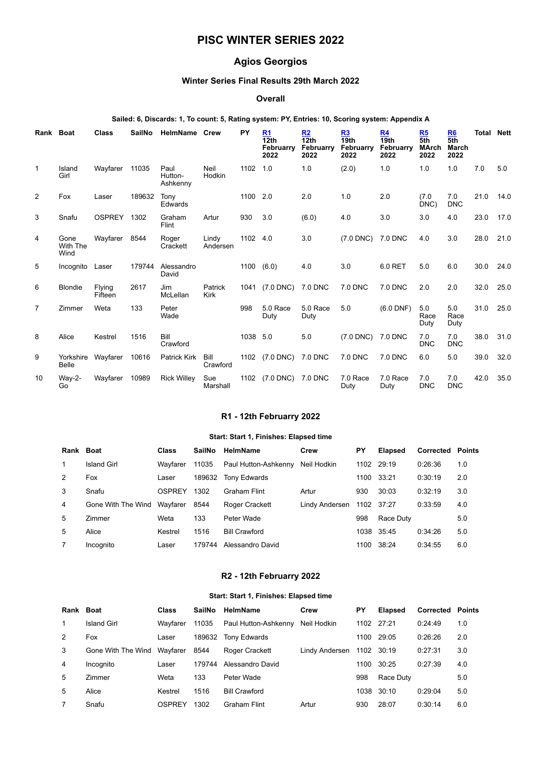# PISC WINTER SERIES 2022

## Agios Georgios

### Winter Series Final Results 29th March 2022

#### Overall

**Sailed: 6, Discards: 1, To count: 5, Rating system: PY, Entries: 10, Scoring system: Appendix A**

| Rank | Boat | Class | SailNo | HelmName | Crew | PY | R1 12th Februarry 2022 | R2 12th Februarry 2022 | R3 19th Februarry 2022 | R4 19th Februarry 2022 | R5 5th MArch 2022 | R6 5th March 2022 | Total | Nett |
|---|---|---|---|---|---|---|---|---|---|---|---|---|---|---|
| 1 | Island Girl | Wayfarer | 11035 | Paul Hutton-Ashkenny | Neil Hodkin | 1102 | 1.0 | 1.0 | (2.0) | 1.0 | 1.0 | 1.0 | 7.0 | 5.0 |
| 2 | Fox | Laser | 189632 | Tony Edwards | | 1100 | 2.0 | 2.0 | 1.0 | 2.0 | (7.0 DNC) | 7.0 DNC | 21.0 | 14.0 |
| 3 | Snafu | OSPREY | 1302 | Graham Flint | Artur | 930 | 3.0 | (6.0) | 4.0 | 3.0 | 3.0 | 4.0 | 23.0 | 17.0 |
| 4 | Gone With The Wind | Wayfarer | 8544 | Roger Crackett | Lindy Andersen | 1102 | 4.0 | 3.0 | (7.0 DNC) | 7.0 DNC | 4.0 | 3.0 | 28.0 | 21.0 |
| 5 | Incognito | Laser | 179744 | Alessandro David | | 1100 | (6.0) | 4.0 | 3.0 | 6.0 RET | 5.0 | 6.0 | 30.0 | 24.0 |
| 6 | Blondie | Flying Fifteen | 2617 | Jim McLellan | Patrick Kirk | 1041 | (7.0 DNC) | 7.0 DNC | 7.0 DNC | 7.0 DNC | 2.0 | 2.0 | 32.0 | 25.0 |
| 7 | Zimmer | Weta | 133 | Peter Wade | | 998 | 5.0 Race Duty | 5.0 Race Duty | 5.0 | (6.0 DNF) | 5.0 Race Duty | 5.0 Race Duty | 31.0 | 25.0 |
| 8 | Alice | Kestrel | 1516 | Bill Crawford | | 1038 | 5.0 | 5.0 | (7.0 DNC) | 7.0 DNC | 7.0 DNC | 7.0 DNC | 38.0 | 31.0 |
| 9 | Yorkshire Belle | Wayfarer | 10616 | Patrick Kirk | Bill Crawford | 1102 | (7.0 DNC) | 7.0 DNC | 7.0 DNC | 7.0 DNC | 6.0 | 5.0 | 39.0 | 32.0 |
| 10 | Way-2-Go | Wayfarer | 10989 | Rick Willey | Sue Marshall | 1102 | (7.0 DNC) | 7.0 DNC | 7.0 Race Duty | 7.0 Race Duty | 7.0 DNC | 7.0 DNC | 42.0 | 35.0 |

#### R1 - 12th Februarry 2022

**Start: Start 1, Finishes: Elapsed time**

| Rank | Boat | Class | SailNo | HelmName | Crew | PY | Elapsed | Corrected | Points |
|---|---|---|---|---|---|---|---|---|---|
| 1 | Island Girl | Wayfarer | 11035 | Paul Hutton-Ashkenny | Neil Hodkin | 1102 | 29:19 | 0:26:36 | 1.0 |
| 2 | Fox | Laser | 189632 | Tony Edwards | | 1100 | 33:21 | 0:30:19 | 2.0 |
| 3 | Snafu | OSPREY | 1302 | Graham Flint | Artur | 930 | 30:03 | 0:32:19 | 3.0 |
| 4 | Gone With The Wind | Wayfarer | 8544 | Roger Crackett | Lindy Andersen | 1102 | 37:27 | 0:33:59 | 4.0 |
| 5 | Zimmer | Weta | 133 | Peter Wade | | 998 | Race Duty | | 5.0 |
| 5 | Alice | Kestrel | 1516 | Bill Crawford | | 1038 | 35:45 | 0:34:26 | 5.0 |
| 7 | Incognito | Laser | 179744 | Alessandro David | | 1100 | 38:24 | 0:34:55 | 6.0 |

#### R2 - 12th Februarry 2022

**Start: Start 1, Finishes: Elapsed time**

| Rank | Boat | Class | SailNo | HelmName | Crew | PY | Elapsed | Corrected | Points |
|---|---|---|---|---|---|---|---|---|---|
| 1 | Island Girl | Wayfarer | 11035 | Paul Hutton-Ashkenny | Neil Hodkin | 1102 | 27:21 | 0:24:49 | 1.0 |
| 2 | Fox | Laser | 189632 | Tony Edwards | | 1100 | 29:05 | 0:26:26 | 2.0 |
| 3 | Gone With The Wind | Wayfarer | 8544 | Roger Crackett | Lindy Andersen | 1102 | 30:19 | 0:27:31 | 3.0 |
| 4 | Incognito | Laser | 179744 | Alessandro David | | 1100 | 30:25 | 0:27:39 | 4.0 |
| 5 | Zimmer | Weta | 133 | Peter Wade | | 998 | Race Duty | | 5.0 |
| 5 | Alice | Kestrel | 1516 | Bill Crawford | | 1038 | 30:10 | 0:29:04 | 5.0 |
| 7 | Snafu | OSPREY | 1302 | Graham Flint | Artur | 930 | 28:07 | 0:30:14 | 6.0 |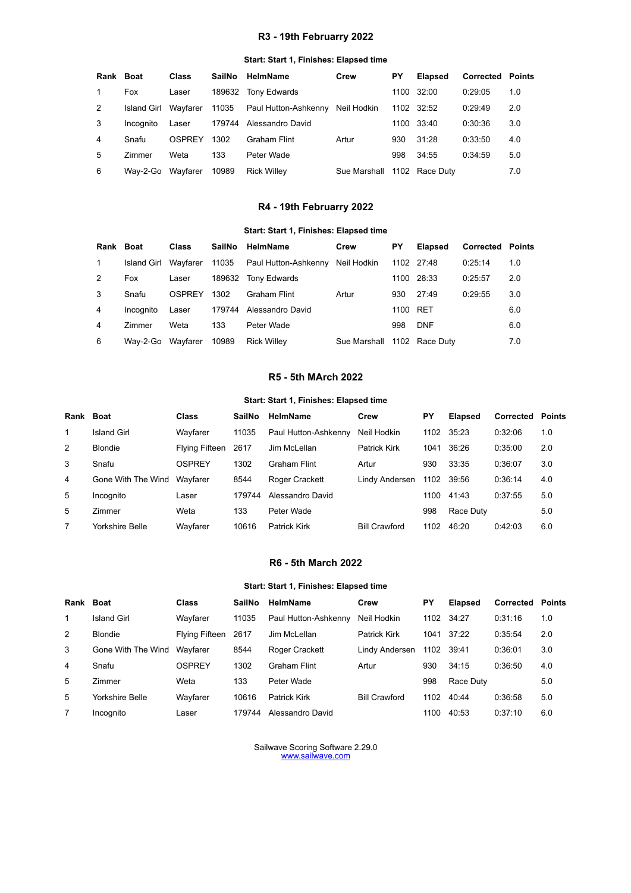### R3 - 19th Februarry 2022

**Start: Start 1, Finishes: Elapsed time**

| Rank | Boat | Class | SailNo | HelmName | Crew | PY | Elapsed | Corrected | Points |
|---|---|---|---|---|---|---|---|---|---|
| 1 | Fox | Laser | 189632 | Tony Edwards | | 1100 | 32:00 | 0:29:05 | 1.0 |
| 2 | Island Girl | Wayfarer | 11035 | Paul Hutton-Ashkenny | Neil Hodkin | 1102 | 32:52 | 0:29:49 | 2.0 |
| 3 | Incognito | Laser | 179744 | Alessandro David | | 1100 | 33:40 | 0:30:36 | 3.0 |
| 4 | Snafu | OSPREY | 1302 | Graham Flint | Artur | 930 | 31:28 | 0:33:50 | 4.0 |
| 5 | Zimmer | Weta | 133 | Peter Wade | | 998 | 34:55 | 0:34:59 | 5.0 |
| 6 | Way-2-Go | Wayfarer | 10989 | Rick Willey | Sue Marshall | 1102 | Race Duty | | 7.0 |

### R4 - 19th Februarry 2022

**Start: Start 1, Finishes: Elapsed time**

| Rank | Boat | Class | SailNo | HelmName | Crew | PY | Elapsed | Corrected | Points |
|---|---|---|---|---|---|---|---|---|---|
| 1 | Island Girl | Wayfarer | 11035 | Paul Hutton-Ashkenny | Neil Hodkin | 1102 | 27:48 | 0:25:14 | 1.0 |
| 2 | Fox | Laser | 189632 | Tony Edwards | | 1100 | 28:33 | 0:25:57 | 2.0 |
| 3 | Snafu | OSPREY | 1302 | Graham Flint | Artur | 930 | 27:49 | 0:29:55 | 3.0 |
| 4 | Incognito | Laser | 179744 | Alessandro David | | 1100 | RET | | 6.0 |
| 4 | Zimmer | Weta | 133 | Peter Wade | | 998 | DNF | | 6.0 |
| 6 | Way-2-Go | Wayfarer | 10989 | Rick Willey | Sue Marshall | 1102 | Race Duty | | 7.0 |

### R5 - 5th MArch 2022

**Start: Start 1, Finishes: Elapsed time**

| Rank | Boat | Class | SailNo | HelmName | Crew | PY | Elapsed | Corrected | Points |
|---|---|---|---|---|---|---|---|---|---|
| 1 | Island Girl | Wayfarer | 11035 | Paul Hutton-Ashkenny | Neil Hodkin | 1102 | 35:23 | 0:32:06 | 1.0 |
| 2 | Blondie | Flying Fifteen | 2617 | Jim McLellan | Patrick Kirk | 1041 | 36:26 | 0:35:00 | 2.0 |
| 3 | Snafu | OSPREY | 1302 | Graham Flint | Artur | 930 | 33:35 | 0:36:07 | 3.0 |
| 4 | Gone With The Wind | Wayfarer | 8544 | Roger Crackett | Lindy Andersen | 1102 | 39:56 | 0:36:14 | 4.0 |
| 5 | Incognito | Laser | 179744 | Alessandro David | | 1100 | 41:43 | 0:37:55 | 5.0 |
| 5 | Zimmer | Weta | 133 | Peter Wade | | 998 | Race Duty | | 5.0 |
| 7 | Yorkshire Belle | Wayfarer | 10616 | Patrick Kirk | Bill Crawford | 1102 | 46:20 | 0:42:03 | 6.0 |

### R6 - 5th March 2022

**Start: Start 1, Finishes: Elapsed time**

| Rank | Boat | Class | SailNo | HelmName | Crew | PY | Elapsed | Corrected | Points |
|---|---|---|---|---|---|---|---|---|---|
| 1 | Island Girl | Wayfarer | 11035 | Paul Hutton-Ashkenny | Neil Hodkin | 1102 | 34:27 | 0:31:16 | 1.0 |
| 2 | Blondie | Flying Fifteen | 2617 | Jim McLellan | Patrick Kirk | 1041 | 37:22 | 0:35:54 | 2.0 |
| 3 | Gone With The Wind | Wayfarer | 8544 | Roger Crackett | Lindy Andersen | 1102 | 39:41 | 0:36:01 | 3.0 |
| 4 | Snafu | OSPREY | 1302 | Graham Flint | Artur | 930 | 34:15 | 0:36:50 | 4.0 |
| 5 | Zimmer | Weta | 133 | Peter Wade | | 998 | Race Duty | | 5.0 |
| 5 | Yorkshire Belle | Wayfarer | 10616 | Patrick Kirk | Bill Crawford | 1102 | 40:44 | 0:36:58 | 5.0 |
| 7 | Incognito | Laser | 179744 | Alessandro David | | 1100 | 40:53 | 0:37:10 | 6.0 |

Sailwave Scoring Software 2.29.0
www.sailwave.com